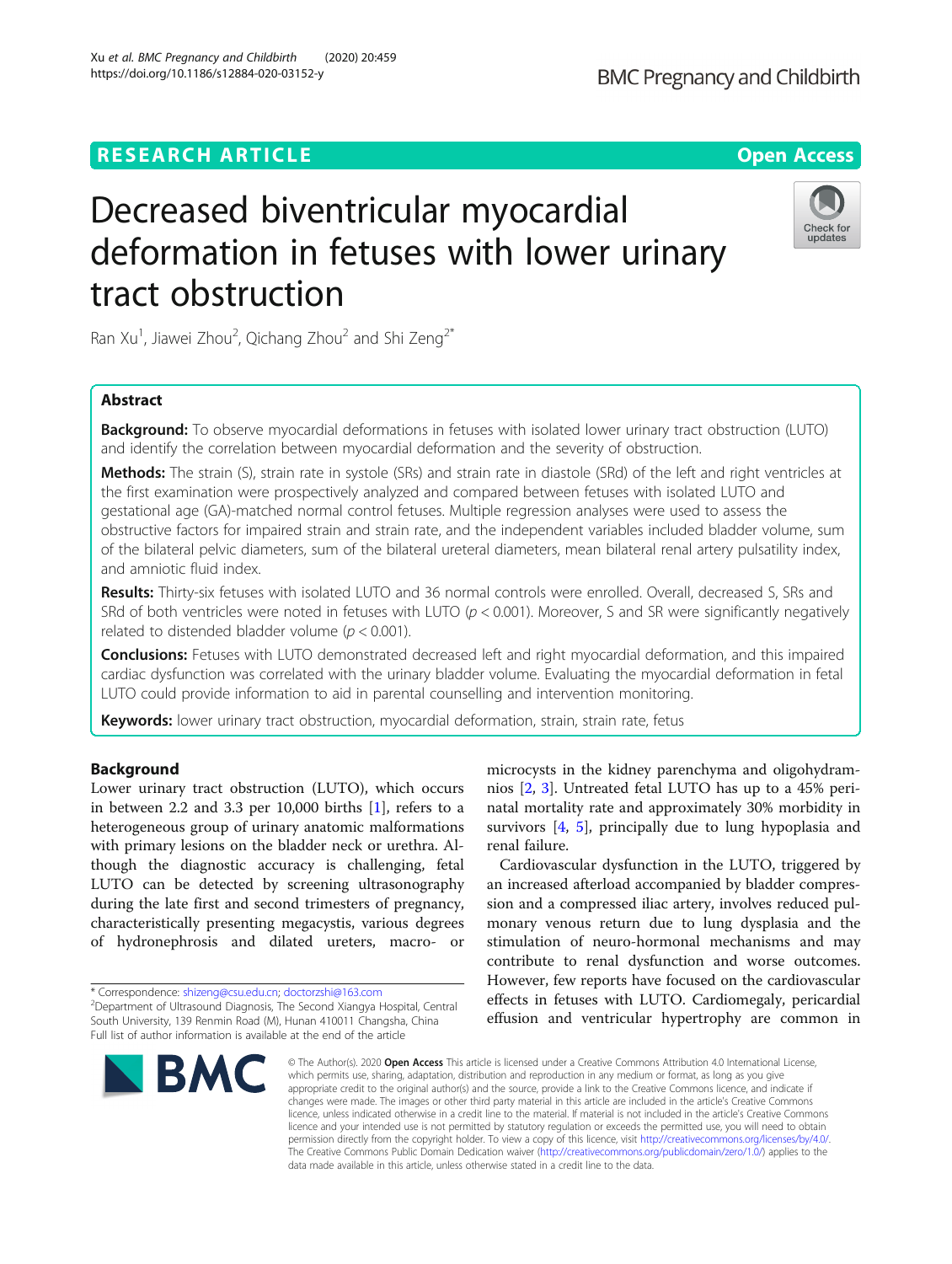# RESEARCH ARTICLE

# Decreased biventricular myocardial deformation in fetuses with lower urinary tract obstruction

Ran Xu[1], Jiawei Zhou[2], Qichang Zhou[2] and Shi Zeng[2*]

## Abstract

**Background:** To observe myocardial deformations in fetuses with isolated lower urinary tract obstruction (LUTO) and identify the correlation between myocardial deformation and the severity of obstruction.

**Methods:** The strain (S), strain rate in systole (SRs) and strain rate in diastole (SRd) of the left and right ventricles at the first examination were prospectively analyzed and compared between fetuses with isolated LUTO and gestational age (GA)-matched normal control fetuses. Multiple regression analyses were used to assess the obstructive factors for impaired strain and strain rate, and the independent variables included bladder volume, sum of the bilateral pelvic diameters, sum of the bilateral ureteral diameters, mean bilateral renal artery pulsatility index, and amniotic fluid index.

**Results:** Thirty-six fetuses with isolated LUTO and 36 normal controls were enrolled. Overall, decreased S, SRs and SRd of both ventricles were noted in fetuses with LUTO ($p < 0.001$). Moreover, S and SR were significantly negatively related to distended bladder volume ($p < 0.001$).

**Conclusions:** Fetuses with LUTO demonstrated decreased left and right myocardial deformation, and this impaired cardiac dysfunction was correlated with the urinary bladder volume. Evaluating the myocardial deformation in fetal LUTO could provide information to aid in parental counselling and intervention monitoring.

**Keywords:** lower urinary tract obstruction, myocardial deformation, strain, strain rate, fetus

## Background

Lower urinary tract obstruction (LUTO), which occurs in between 2.2 and 3.3 per 10,000 births [1], refers to a heterogeneous group of urinary anatomic malformations with primary lesions on the bladder neck or urethra. Although the diagnostic accuracy is challenging, fetal LUTO can be detected by screening ultrasonography during the late first and second trimesters of pregnancy, characteristically presenting megacystis, various degrees of hydronephrosis and dilated ureters, macro- or microcysts in the kidney parenchyma and oligohydramnios [2, 3]. Untreated fetal LUTO has up to a 45% perinatal mortality rate and approximately 30% morbidity in survivors [4, 5], principally due to lung hypoplasia and renal failure.

Cardiovascular dysfunction in the LUTO, triggered by an increased afterload accompanied by bladder compression and a compressed iliac artery, involves reduced pulmonary venous return due to lung dysplasia and the stimulation of neuro-hormonal mechanisms and may contribute to renal dysfunction and worse outcomes. However, few reports have focused on the cardiovascular effects in fetuses with LUTO. Cardiomegaly, pericardial effusion and ventricular hypertrophy are common in

\* Correspondence: shizeng@csu.edu.cn; doctorzshi@163.com
[2]Department of Ultrasound Diagnosis, The Second Xiangya Hospital, Central South University, 139 Renmin Road (M), Hunan 410011 Changsha, China
Full list of author information is available at the end of the article

© The Author(s). 2020 **Open Access** This article is licensed under a Creative Commons Attribution 4.0 International License, which permits use, sharing, adaptation, distribution and reproduction in any medium or format, as long as you give appropriate credit to the original author(s) and the source, provide a link to the Creative Commons licence, and indicate if changes were made. The images or other third party material in this article are included in the article's Creative Commons licence, unless indicated otherwise in a credit line to the material. If material is not included in the article's Creative Commons licence and your intended use is not permitted by statutory regulation or exceeds the permitted use, you will need to obtain permission directly from the copyright holder. To view a copy of this licence, visit http://creativecommons.org/licenses/by/4.0/. The Creative Commons Public Domain Dedication waiver (http://creativecommons.org/publicdomain/zero/1.0/) applies to the data made available in this article, unless otherwise stated in a credit line to the data.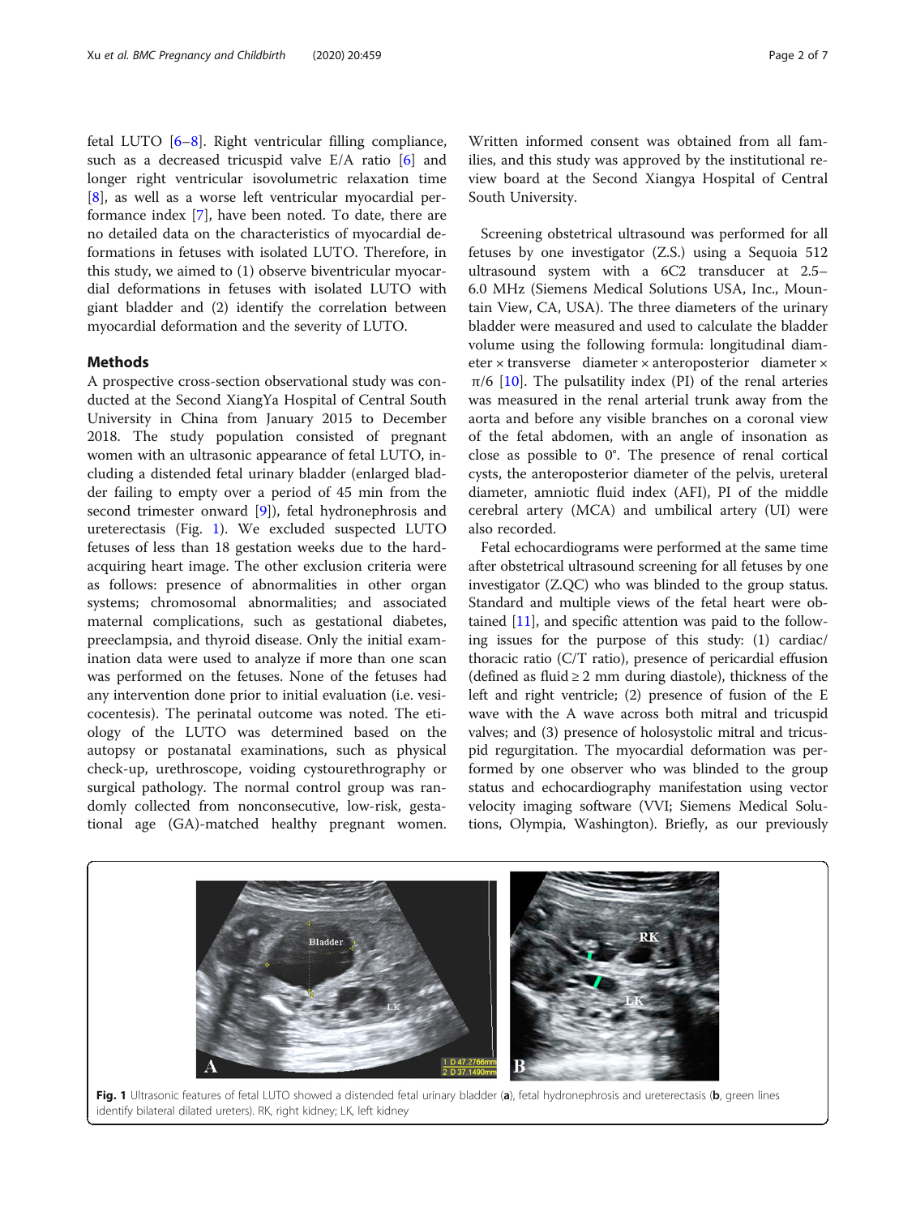fetal LUTO [6–8]. Right ventricular filling compliance, such as a decreased tricuspid valve E/A ratio [6] and longer right ventricular isovolumetric relaxation time [8], as well as a worse left ventricular myocardial performance index [7], have been noted. To date, there are no detailed data on the characteristics of myocardial deformations in fetuses with isolated LUTO. Therefore, in this study, we aimed to (1) observe biventricular myocardial deformations in fetuses with isolated LUTO with giant bladder and (2) identify the correlation between myocardial deformation and the severity of LUTO.

## Methods

A prospective cross-section observational study was conducted at the Second XiangYa Hospital of Central South University in China from January 2015 to December 2018. The study population consisted of pregnant women with an ultrasonic appearance of fetal LUTO, including a distended fetal urinary bladder (enlarged bladder failing to empty over a period of 45 min from the second trimester onward [9]), fetal hydronephrosis and ureterectasis (Fig. 1). We excluded suspected LUTO fetuses of less than 18 gestation weeks due to the hard-acquiring heart image. The other exclusion criteria were as follows: presence of abnormalities in other organ systems; chromosomal abnormalities; and associated maternal complications, such as gestational diabetes, preeclampsia, and thyroid disease. Only the initial examination data were used to analyze if more than one scan was performed on the fetuses. None of the fetuses had any intervention done prior to initial evaluation (i.e. vesicocentesis). The perinatal outcome was noted. The etiology of the LUTO was determined based on the autopsy or postanatal examinations, such as physical check-up, urethroscope, voiding cystourethrography or surgical pathology. The normal control group was randomly collected from nonconsecutive, low-risk, gestational age (GA)-matched healthy pregnant women. Written informed consent was obtained from all families, and this study was approved by the institutional review board at the Second Xiangya Hospital of Central South University.

Screening obstetrical ultrasound was performed for all fetuses by one investigator (Z.S.) using a Sequoia 512 ultrasound system with a 6C2 transducer at 2.5–6.0 MHz (Siemens Medical Solutions USA, Inc., Mountain View, CA, USA). The three diameters of the urinary bladder were measured and used to calculate the bladder volume using the following formula: longitudinal diameter × transverse diameter × anteroposterior diameter × $\pi/6$ [10]. The pulsatility index (PI) of the renal arteries was measured in the renal arterial trunk away from the aorta and before any visible branches on a coronal view of the fetal abdomen, with an angle of insonation as close as possible to 0°. The presence of renal cortical cysts, the anteroposterior diameter of the pelvis, ureteral diameter, amniotic fluid index (AFI), PI of the middle cerebral artery (MCA) and umbilical artery (UI) were also recorded.

Fetal echocardiograms were performed at the same time after obstetrical ultrasound screening for all fetuses by one investigator (Z.QC) who was blinded to the group status. Standard and multiple views of the fetal heart were obtained [11], and specific attention was paid to the following issues for the purpose of this study: (1) cardiac/thoracic ratio (C/T ratio), presence of pericardial effusion (defined as fluid ≥ 2 mm during diastole), thickness of the left and right ventricle; (2) presence of fusion of the E wave with the A wave across both mitral and tricuspid valves; and (3) presence of holosystolic mitral and tricuspid regurgitation. The myocardial deformation was performed by one observer who was blinded to the group status and echocardiography manifestation using vector velocity imaging software (VVI; Siemens Medical Solutions, Olympia, Washington). Briefly, as our previously

**Fig. 1** Ultrasonic features of fetal LUTO showed a distended fetal urinary bladder (**a**), fetal hydronephrosis and ureterectasis (**b**, green lines identify bilateral dilated ureters). RK, right kidney; LK, left kidney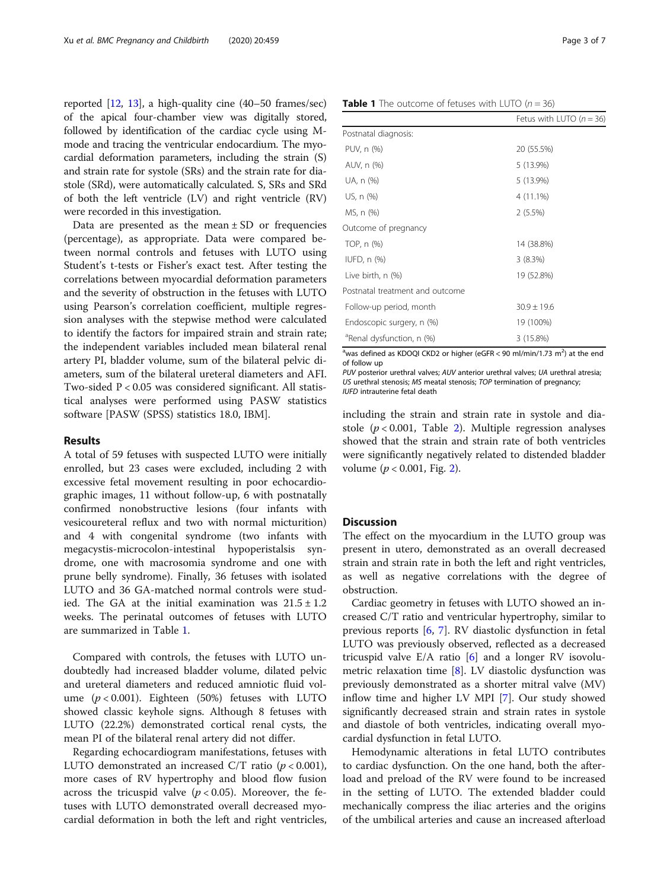reported [12, 13], a high-quality cine (40–50 frames/sec) of the apical four-chamber view was digitally stored, followed by identification of the cardiac cycle using M-mode and tracing the ventricular endocardium. The myocardial deformation parameters, including the strain (S) and strain rate for systole (SRs) and the strain rate for diastole (SRd), were automatically calculated. S, SRs and SRd of both the left ventricle (LV) and right ventricle (RV) were recorded in this investigation.

Data are presented as the mean ± SD or frequencies (percentage), as appropriate. Data were compared between normal controls and fetuses with LUTO using Student's t-tests or Fisher's exact test. After testing the correlations between myocardial deformation parameters and the severity of obstruction in the fetuses with LUTO using Pearson's correlation coefficient, multiple regression analyses with the stepwise method were calculated to identify the factors for impaired strain and strain rate; the independent variables included mean bilateral renal artery PI, bladder volume, sum of the bilateral pelvic diameters, sum of the bilateral ureteral diameters and AFI. Two-sided $P < 0.05$ was considered significant. All statistical analyses were performed using PASW statistics software [PASW (SPSS) statistics 18.0, IBM].

## Results

A total of 59 fetuses with suspected LUTO were initially enrolled, but 23 cases were excluded, including 2 with excessive fetal movement resulting in poor echocardiographic images, 11 without follow-up, 6 with postnatally confirmed nonobstructive lesions (four infants with vesicoureteral reflux and two with normal micturition) and 4 with congenital syndrome (two infants with megacystis-microcolon-intestinal hypoperistalsis syndrome, one with macrosomia syndrome and one with prune belly syndrome). Finally, 36 fetuses with isolated LUTO and 36 GA-matched normal controls were studied. The GA at the initial examination was 21.5 ± 1.2 weeks. The perinatal outcomes of fetuses with LUTO are summarized in Table 1.

**Table 1** The outcome of fetuses with LUTO ($n = 36$)

| | Fetus with LUTO ($n = 36$) |
|---|---|
| Postnatal diagnosis: | |
| PUV, n (%) | 20 (55.5%) |
| AUV, n (%) | 5 (13.9%) |
| UA, n (%) | 5 (13.9%) |
| US, n (%) | 4 (11.1%) |
| MS, n (%) | 2 (5.5%) |
| Outcome of pregnancy | |
| TOP, n (%) | 14 (38.8%) |
| IUFD, n (%) | 3 (8.3%) |
| Live birth, n (%) | 19 (52.8%) |
| Postnatal treatment and outcome | |
| Follow-up period, month | 30.9 ± 19.6 |
| Endoscopic surgery, n (%) | 19 (100%) |
| [a]Renal dysfunction, n (%) | 3 (15.8%) |

[a]was defined as KDOQI CKD2 or higher (eGFR < 90 ml/min/1.73 $m^2$) at the end of follow up

PUV posterior urethral valves; AUV anterior urethral valves; UA urethral atresia; US urethral stenosis; MS meatal stenosis; TOP termination of pregnancy; IUFD intrauterine fetal death

Compared with controls, the fetuses with LUTO undoubtedly had increased bladder volume, dilated pelvic and ureteral diameters and reduced amniotic fluid volume ($p < 0.001$). Eighteen (50%) fetuses with LUTO showed classic keyhole signs. Although 8 fetuses with LUTO (22.2%) demonstrated cortical renal cysts, the mean PI of the bilateral renal artery did not differ.

Regarding echocardiogram manifestations, fetuses with LUTO demonstrated an increased C/T ratio ($p < 0.001$), more cases of RV hypertrophy and blood flow fusion across the tricuspid valve ($p < 0.05$). Moreover, the fetuses with LUTO demonstrated overall decreased myocardial deformation in both the left and right ventricles, including the strain and strain rate in systole and diastole ($p < 0.001$, Table 2). Multiple regression analyses showed that the strain and strain rate of both ventricles were significantly negatively related to distended bladder volume ($p < 0.001$, Fig. 2).

## Discussion

The effect on the myocardium in the LUTO group was present in utero, demonstrated as an overall decreased strain and strain rate in both the left and right ventricles, as well as negative correlations with the degree of obstruction.

Cardiac geometry in fetuses with LUTO showed an increased C/T ratio and ventricular hypertrophy, similar to previous reports [6, 7]. RV diastolic dysfunction in fetal LUTO was previously observed, reflected as a decreased tricuspid valve E/A ratio [6] and a longer RV isovolumetric relaxation time [8]. LV diastolic dysfunction was previously demonstrated as a shorter mitral valve (MV) inflow time and higher LV MPI [7]. Our study showed significantly decreased strain and strain rates in systole and diastole of both ventricles, indicating overall myocardial dysfunction in fetal LUTO.

Hemodynamic alterations in fetal LUTO contributes to cardiac dysfunction. On the one hand, both the afterload and preload of the RV were found to be increased in the setting of LUTO. The extended bladder could mechanically compress the iliac arteries and the origins of the umbilical arteries and cause an increased afterload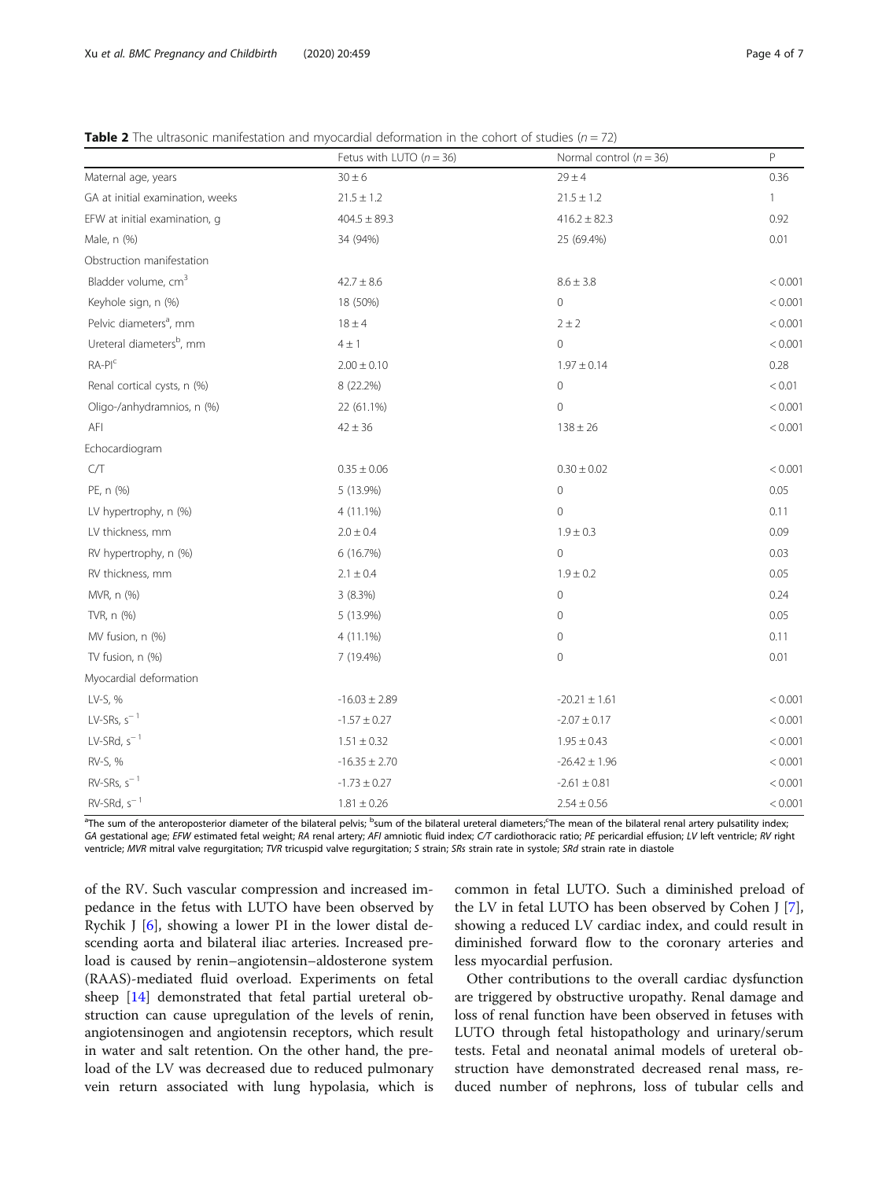**Table 2** The ultrasonic manifestation and myocardial deformation in the cohort of studies ($n = 72$)

| | Fetus with LUTO ($n = 36$) | Normal control ($n = 36$) | P |
|---|---|---|---|
| Maternal age, years | 30 ± 6 | 29 ± 4 | 0.36 |
| GA at initial examination, weeks | 21.5 ± 1.2 | 21.5 ± 1.2 | 1 |
| EFW at initial examination, g | 404.5 ± 89.3 | 416.2 ± 82.3 | 0.92 |
| Male, n (%) | 34 (94%) | 25 (69.4%) | 0.01 |
| Obstruction manifestation | | | |
| Bladder volume, $cm^3$ | 42.7 ± 8.6 | 8.6 ± 3.8 | < 0.001 |
| Keyhole sign, n (%) | 18 (50%) | 0 | < 0.001 |
| Pelvic diameters[a], mm | 18 ± 4 | 2 ± 2 | < 0.001 |
| Ureteral diameters[b], mm | 4 ± 1 | 0 | < 0.001 |
| RA-PI[c] | 2.00 ± 0.10 | 1.97 ± 0.14 | 0.28 |
| Renal cortical cysts, n (%) | 8 (22.2%) | 0 | < 0.01 |
| Oligo-/anhydramnios, n (%) | 22 (61.1%) | 0 | < 0.001 |
| AFI | 42 ± 36 | 138 ± 26 | < 0.001 |
| Echocardiogram | | | |
| C/T | 0.35 ± 0.06 | 0.30 ± 0.02 | < 0.001 |
| PE, n (%) | 5 (13.9%) | 0 | 0.05 |
| LV hypertrophy, n (%) | 4 (11.1%) | 0 | 0.11 |
| LV thickness, mm | 2.0 ± 0.4 | 1.9 ± 0.3 | 0.09 |
| RV hypertrophy, n (%) | 6 (16.7%) | 0 | 0.03 |
| RV thickness, mm | 2.1 ± 0.4 | 1.9 ± 0.2 | 0.05 |
| MVR, n (%) | 3 (8.3%) | 0 | 0.24 |
| TVR, n (%) | 5 (13.9%) | 0 | 0.05 |
| MV fusion, n (%) | 4 (11.1%) | 0 | 0.11 |
| TV fusion, n (%) | 7 (19.4%) | 0 | 0.01 |
| Myocardial deformation | | | |
| LV-S, % | -16.03 ± 2.89 | -20.21 ± 1.61 | < 0.001 |
| LV-SRs, $s^{-1}$ | -1.57 ± 0.27 | -2.07 ± 0.17 | < 0.001 |
| LV-SRd, $s^{-1}$ | 1.51 ± 0.32 | 1.95 ± 0.43 | < 0.001 |
| RV-S, % | -16.35 ± 2.70 | -26.42 ± 1.96 | < 0.001 |
| RV-SRs, $s^{-1}$ | -1.73 ± 0.27 | -2.61 ± 0.81 | < 0.001 |
| RV-SRd, $s^{-1}$ | 1.81 ± 0.26 | 2.54 ± 0.56 | < 0.001 |

[a]The sum of the anteroposterior diameter of the bilateral pelvis; [b]sum of the bilateral ureteral diameters;[c]The mean of the bilateral renal artery pulsatility index; *GA* gestational age; *EFW* estimated fetal weight; *RA* renal artery; *AFI* amniotic fluid index; *C/T* cardiothoracic ratio; *PE* pericardial effusion; *LV* left ventricle; *RV* right ventricle; *MVR* mitral valve regurgitation; *TVR* tricuspid valve regurgitation; *S* strain; *SRs* strain rate in systole; *SRd* strain rate in diastole

of the RV. Such vascular compression and increased impedance in the fetus with LUTO have been observed by Rychik J [6], showing a lower PI in the lower distal descending aorta and bilateral iliac arteries. Increased preload is caused by renin–angiotensin–aldosterone system (RAAS)-mediated fluid overload. Experiments on fetal sheep [14] demonstrated that fetal partial ureteral obstruction can cause upregulation of the levels of renin, angiotensinogen and angiotensin receptors, which result in water and salt retention. On the other hand, the preload of the LV was decreased due to reduced pulmonary vein return associated with lung hypolasia, which is common in fetal LUTO. Such a diminished preload of the LV in fetal LUTO has been observed by Cohen J [7], showing a reduced LV cardiac index, and could result in diminished forward flow to the coronary arteries and less myocardial perfusion.

Other contributions to the overall cardiac dysfunction are triggered by obstructive uropathy. Renal damage and loss of renal function have been observed in fetuses with LUTO through fetal histopathology and urinary/serum tests. Fetal and neonatal animal models of ureteral obstruction have demonstrated decreased renal mass, reduced number of nephrons, loss of tubular cells and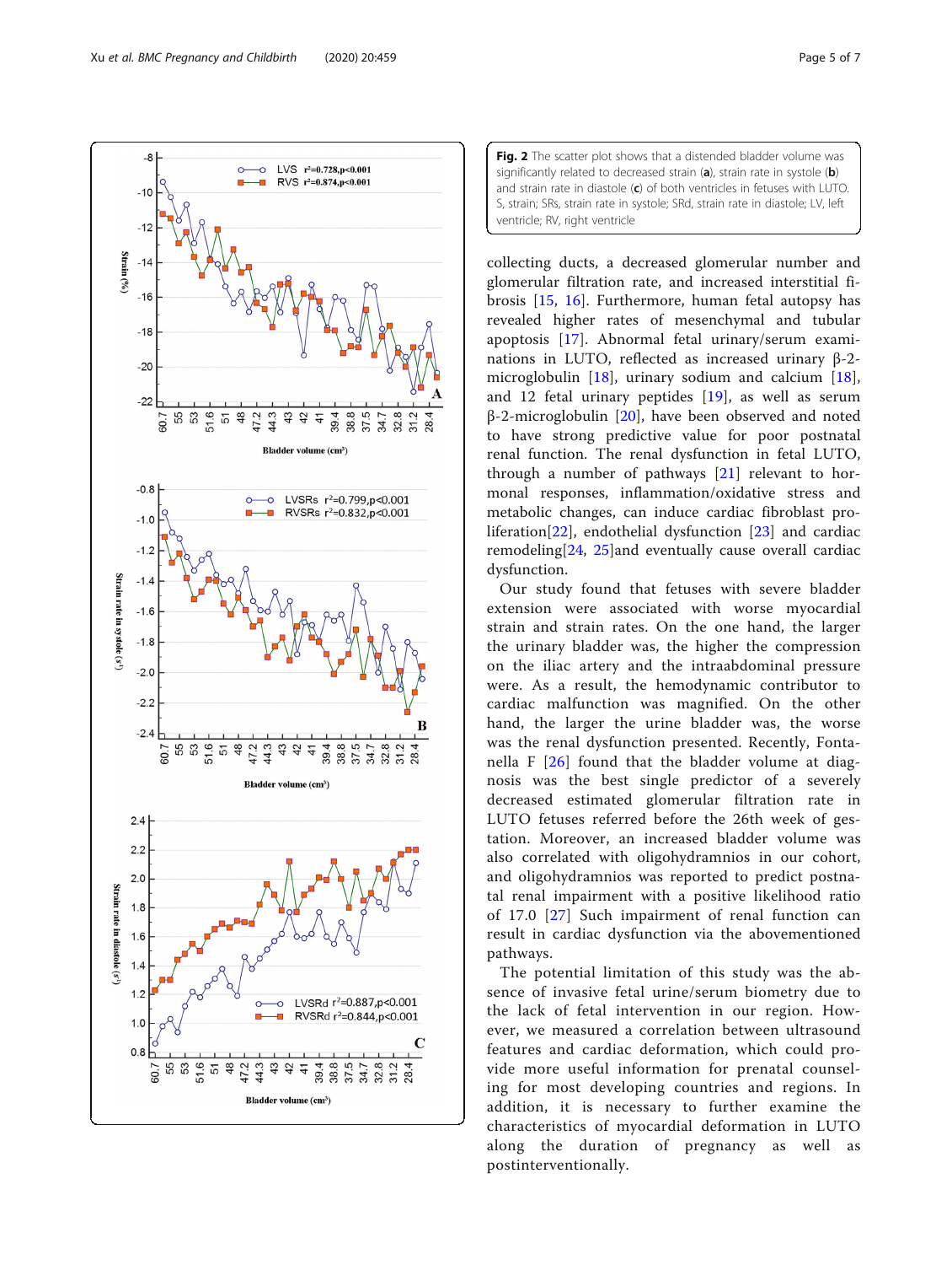**Fig. 2** The scatter plot shows that a distended bladder volume was significantly related to decreased strain (**a**), strain rate in systole (**b**) and strain rate in diastole (**c**) of both ventricles in fetuses with LUTO. S, strain; SRs, strain rate in systole; SRd, strain rate in diastole; LV, left ventricle; RV, right ventricle

collecting ducts, a decreased glomerular number and glomerular filtration rate, and increased interstitial fibrosis [15, 16]. Furthermore, human fetal autopsy has revealed higher rates of mesenchymal and tubular apoptosis [17]. Abnormal fetal urinary/serum examinations in LUTO, reflected as increased urinary β-2-microglobulin [18], urinary sodium and calcium [18], and 12 fetal urinary peptides [19], as well as serum β-2-microglobulin [20], have been observed and noted to have strong predictive value for poor postnatal renal function. The renal dysfunction in fetal LUTO, through a number of pathways [21] relevant to hormonal responses, inflammation/oxidative stress and metabolic changes, can induce cardiac fibroblast proliferation[22], endothelial dysfunction [23] and cardiac remodeling[24, 25]and eventually cause overall cardiac dysfunction.

Our study found that fetuses with severe bladder extension were associated with worse myocardial strain and strain rates. On the one hand, the larger the urinary bladder was, the higher the compression on the iliac artery and the intraabdominal pressure were. As a result, the hemodynamic contributor to cardiac malfunction was magnified. On the other hand, the larger the urine bladder was, the worse was the renal dysfunction presented. Recently, Fontanella F [26] found that the bladder volume at diagnosis was the best single predictor of a severely decreased estimated glomerular filtration rate in LUTO fetuses referred before the 26th week of gestation. Moreover, an increased bladder volume was also correlated with oligohydramnios in our cohort, and oligohydramnios was reported to predict postnatal renal impairment with a positive likelihood ratio of 17.0 [27] Such impairment of renal function can result in cardiac dysfunction via the abovementioned pathways.

The potential limitation of this study was the absence of invasive fetal urine/serum biometry due to the lack of fetal intervention in our region. However, we measured a correlation between ultrasound features and cardiac deformation, which could provide more useful information for prenatal counseling for most developing countries and regions. In addition, it is necessary to further examine the characteristics of myocardial deformation in LUTO along the duration of pregnancy as well as postinterventionally.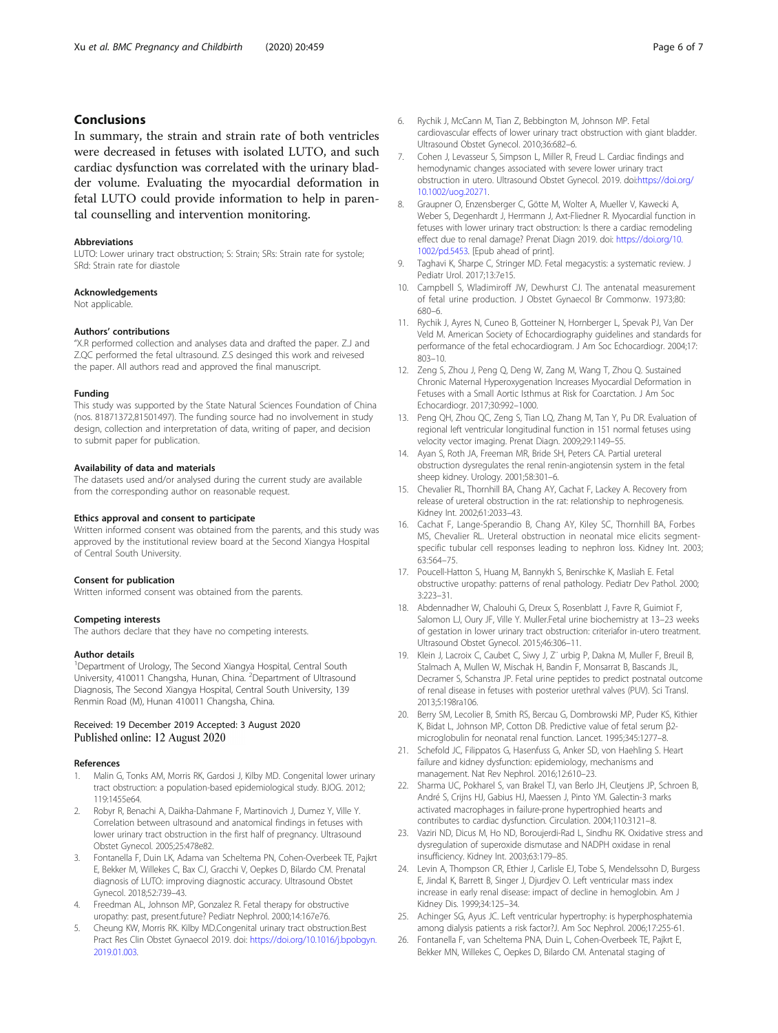## Conclusions

In summary, the strain and strain rate of both ventricles were decreased in fetuses with isolated LUTO, and such cardiac dysfunction was correlated with the urinary bladder volume. Evaluating the myocardial deformation in fetal LUTO could provide information to help in parental counselling and intervention monitoring.

### Abbreviations

LUTO: Lower urinary tract obstruction; S: Strain; SRs: Strain rate for systole; SRd: Strain rate for diastole

### Acknowledgements

Not applicable.

### Authors' contributions

"X.R performed collection and analyses data and drafted the paper. Z.J and Z.QC performed the fetal ultrasound. Z.S desinged this work and reivesed the paper. All authors read and approved the final manuscript.

### Funding

This study was supported by the State Natural Sciences Foundation of China (nos. 81871372,81501497). The funding source had no involvement in study design, collection and interpretation of data, writing of paper, and decision to submit paper for publication.

### Availability of data and materials

The datasets used and/or analysed during the current study are available from the corresponding author on reasonable request.

### Ethics approval and consent to participate

Written informed consent was obtained from the parents, and this study was approved by the institutional review board at the Second Xiangya Hospital of Central South University.

### Consent for publication

Written informed consent was obtained from the parents.

### Competing interests

The authors declare that they have no competing interests.

### Author details

[1]Department of Urology, The Second Xiangya Hospital, Central South University, 410011 Changsha, Hunan, China. [2]Department of Ultrasound Diagnosis, The Second Xiangya Hospital, Central South University, 139 Renmin Road (M), Hunan 410011 Changsha, China.

Received: 19 December 2019 Accepted: 3 August 2020
Published online: 12 August 2020

### References

1. Malin G, Tonks AM, Morris RK, Gardosi J, Kilby MD. Congenital lower urinary tract obstruction: a population-based epidemiological study. BJOG. 2012; 119:1455e64.
2. Robyr R, Benachi A, Daikha-Dahmane F, Martinovich J, Dumez Y, Ville Y. Correlation between ultrasound and anatomical findings in fetuses with lower urinary tract obstruction in the first half of pregnancy. Ultrasound Obstet Gynecol. 2005;25:478e82.
3. Fontanella F, Duin LK, Adama van Scheltema PN, Cohen-Overbeek TE, Pajkrt E, Bekker M, Willekes C, Bax CJ, Gracchi V, Oepkes D, Bilardo CM. Prenatal diagnosis of LUTO: improving diagnostic accuracy. Ultrasound Obstet Gynecol. 2018;52:739–43.
4. Freedman AL, Johnson MP, Gonzalez R. Fetal therapy for obstructive uropathy: past, present.future? Pediatr Nephrol. 2000;14:167e76.
5. Cheung KW, Morris RK. Kilby MD.Congenital urinary tract obstruction.Best Pract Res Clin Obstet Gynaecol 2019. doi: https://doi.org/10.1016/j.bpobgyn.2019.01.003.
6. Rychik J, McCann M, Tian Z, Bebbington M, Johnson MP. Fetal cardiovascular effects of lower urinary tract obstruction with giant bladder. Ultrasound Obstet Gynecol. 2010;36:682–6.
7. Cohen J, Levasseur S, Simpson L, Miller R, Freud L. Cardiac findings and hemodynamic changes associated with severe lower urinary tract obstruction in utero. Ultrasound Obstet Gynecol. 2019. doi:https://doi.org/10.1002/uog.20271.
8. Graupner O, Enzensberger C, Götte M, Wolter A, Mueller V, Kawecki A, Weber S, Degenhardt J, Herrmann J, Axt-Fliedner R. Myocardial function in fetuses with lower urinary tract obstruction: Is there a cardiac remodeling effect due to renal damage? Prenat Diagn 2019. doi: https://doi.org/10.1002/pd.5453. [Epub ahead of print].
9. Taghavi K, Sharpe C, Stringer MD. Fetal megacystis: a systematic review. J Pediatr Urol. 2017;13:7e15.
10. Campbell S, Wladimiroff JW, Dewhurst CJ. The antenatal measurement of fetal urine production. J Obstet Gynaecol Br Commonw. 1973;80: 680–6.
11. Rychik J, Ayres N, Cuneo B, Gotteiner N, Hornberger L, Spevak PJ, Van Der Veld M. American Society of Echocardiography guidelines and standards for performance of the fetal echocardiogram. J Am Soc Echocardiogr. 2004;17: 803–10.
12. Zeng S, Zhou J, Peng Q, Deng W, Zang M, Wang T, Zhou Q. Sustained Chronic Maternal Hyperoxygenation Increases Myocardial Deformation in Fetuses with a Small Aortic Isthmus at Risk for Coarctation. J Am Soc Echocardiogr. 2017;30:992–1000.
13. Peng QH, Zhou QC, Zeng S, Tian LQ, Zhang M, Tan Y, Pu DR. Evaluation of regional left ventricular longitudinal function in 151 normal fetuses using velocity vector imaging. Prenat Diagn. 2009;29:1149–55.
14. Ayan S, Roth JA, Freeman MR, Bride SH, Peters CA. Partial ureteral obstruction dysregulates the renal renin-angiotensin system in the fetal sheep kidney. Urology. 2001;58:301–6.
15. Chevalier RL, Thornhill BA, Chang AY, Cachat F, Lackey A. Recovery from release of ureteral obstruction in the rat: relationship to nephrogenesis. Kidney Int. 2002;61:2033–43.
16. Cachat F, Lange-Sperandio B, Chang AY, Kiley SC, Thornhill BA, Forbes MS, Chevalier RL. Ureteral obstruction in neonatal mice elicits segment-specific tubular cell responses leading to nephron loss. Kidney Int. 2003; 63:564–75.
17. Poucell-Hatton S, Huang M, Bannykh S, Benirschke K, Masliah E. Fetal obstructive uropathy: patterns of renal pathology. Pediatr Dev Pathol. 2000; 3:223–31.
18. Abdennadher W, Chalouhi G, Dreux S, Rosenblatt J, Favre R, Guimiot F, Salomon LJ, Oury JF, Ville Y. Muller.Fetal urine biochemistry at 13–23 weeks of gestation in lower urinary tract obstruction: criteriafor in-utero treatment. Ultrasound Obstet Gynecol. 2015;46:306–11.
19. Klein J, Lacroix C, Caubet C, Siwy J, Z¨ urbig P, Dakna M, Muller F, Breuil B, Stalmach A, Mullen W, Mischak H, Bandin F, Monsarrat B, Bascands JL, Decramer S, Schanstra JP. Fetal urine peptides to predict postnatal outcome of renal disease in fetuses with posterior urethral valves (PUV). Sci Transl. 2013;5:198ra106.
20. Berry SM, Lecolier B, Smith RS, Bercau G, Dombrowski MP, Puder KS, Kithier K, Bidat L, Johnson MP, Cotton DB. Predictive value of fetal serum β2-microglobulin for neonatal renal function. Lancet. 1995;345:1277–8.
21. Schefold JC, Filippatos G, Hasenfuss G, Anker SD, von Haehling S. Heart failure and kidney dysfunction: epidemiology, mechanisms and management. Nat Rev Nephrol. 2016;12:610–23.
22. Sharma UC, Pokharel S, van Brakel TJ, van Berlo JH, Cleutjens JP, Schroen B, André S, Crijns HJ, Gabius HJ, Maessen J, Pinto YM. Galectin-3 marks activated macrophages in failure-prone hypertrophied hearts and contributes to cardiac dysfunction. Circulation. 2004;110:3121–8.
23. Vaziri ND, Dicus M, Ho ND, Boroujerdi-Rad L, Sindhu RK. Oxidative stress and dysregulation of superoxide dismutase and NADPH oxidase in renal insufficiency. Kidney Int. 2003;63:179–85.
24. Levin A, Thompson CR, Ethier J, Carlisle EJ, Tobe S, Mendelssohn D, Burgess E, Jindal K, Barrett B, Singer J, Djurdjev O. Left ventricular mass index increase in early renal disease: impact of decline in hemoglobin. Am J Kidney Dis. 1999;34:125–34.
25. Achinger SG, Ayus JC. Left ventricular hypertrophy: is hyperphosphatemia among dialysis patients a risk factor?.J. Am Soc Nephrol. 2006;17:255-61.
26. Fontanella F, van Scheltema PNA, Duin L, Cohen-Overbeek TE, Pajkrt E, Bekker MN, Willekes C, Oepkes D, Bilardo CM. Antenatal staging of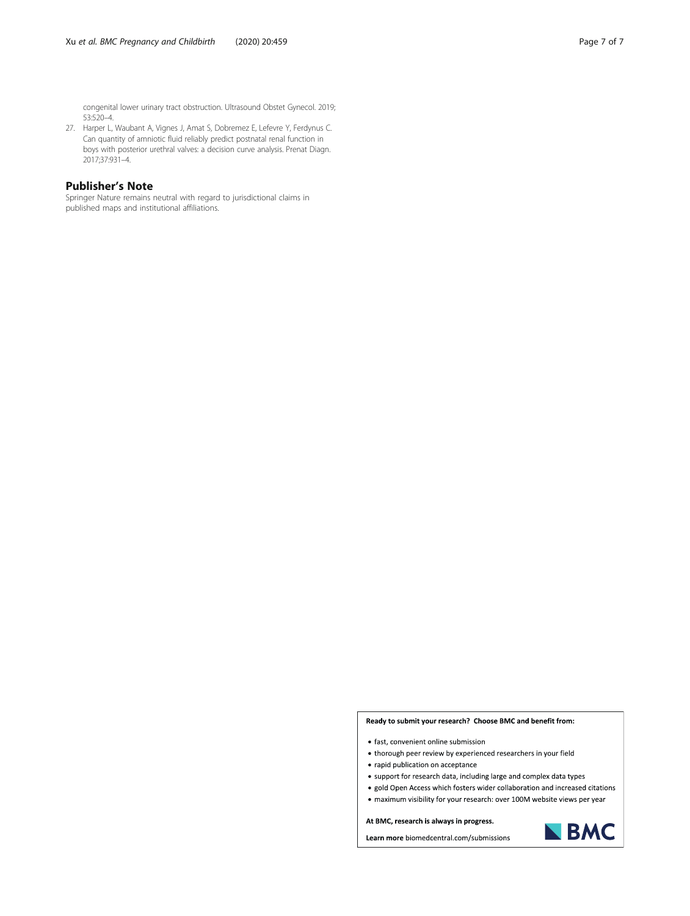congenital lower urinary tract obstruction. Ultrasound Obstet Gynecol. 2019; 53:520–4.

27. Harper L, Waubant A, Vignes J, Amat S, Dobremez E, Lefevre Y, Ferdynus C. Can quantity of amniotic fluid reliably predict postnatal renal function in boys with posterior urethral valves: a decision curve analysis. Prenat Diagn. 2017;37:931–4.

## Publisher's Note

Springer Nature remains neutral with regard to jurisdictional claims in published maps and institutional affiliations.

**Ready to submit your research? Choose BMC and benefit from:**

- fast, convenient online submission
- thorough peer review by experienced researchers in your field
- rapid publication on acceptance
- support for research data, including large and complex data types
- gold Open Access which fosters wider collaboration and increased citations
- maximum visibility for your research: over 100M website views per year

**At BMC, research is always in progress.**

**Learn more** biomedcentral.com/submissions

BMC